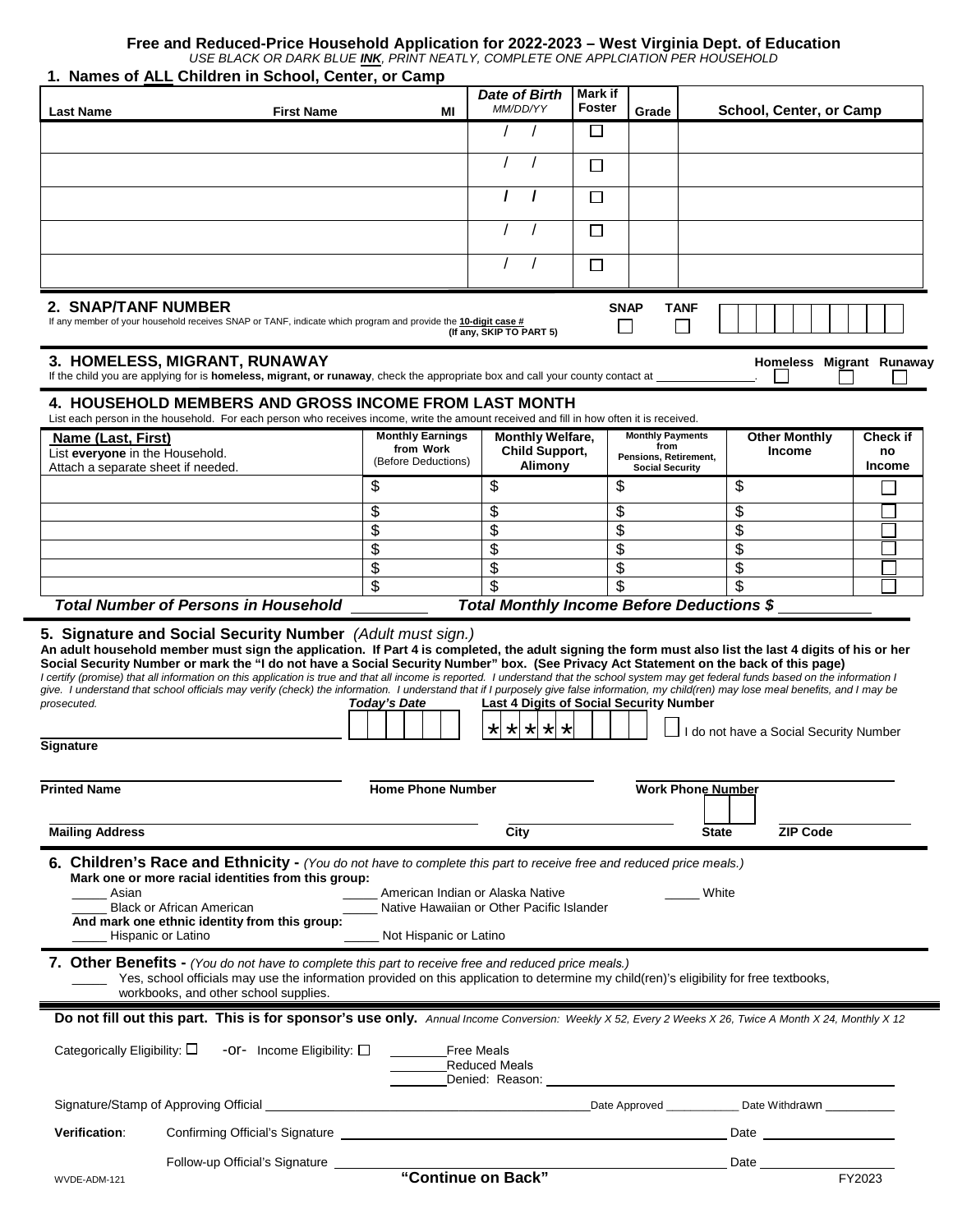# Free and Reduced-Price Household Application for 2022-2023 – West Virginia Dept. of Education

*USE BLACK OR DARK BLUE **INK**, PRINT NEATLY, COMPLETE ONE APPLCIATION PER HOUSEHOLD*

## 1. Names of ALL Children in School, Center, or Camp

| Last Name | First Name | MI | Date of Birth MM/DD/YY | Mark if Foster | Grade | School, Center, or Camp |
|---|---|---|---|---|---|---|
| | | | / / | ☐ | | |
| | | | / / | ☐ | | |
| | | | / / | ☐ | | |
| | | | / / | ☐ | | |
| | | | / / | ☐ | | |

## 2. SNAP/TANF NUMBER

If any member of your household receives SNAP or TANF, indicate which program and provide the **10-digit case #**

**(If any, SKIP TO PART 5)**

SNAP ☐ TANF ☐

## 3. HOMELESS, MIGRANT, RUNAWAY

If the child you are applying for is **homeless, migrant, or runaway**, check the appropriate box and call your county contact at _______________.

Homeless ☐ Migrant ☐ Runaway ☐

## 4. HOUSEHOLD MEMBERS AND GROSS INCOME FROM LAST MONTH

List each person in the household. For each person who receives income, write the amount received and fill in how often it is received.

| Name (Last, First) List **everyone** in the Household. Attach a separate sheet if needed. | Monthly Earnings from Work (Before Deductions) | Monthly Welfare, Child Support, Alimony | Monthly Payments from Pensions, Retirement, Social Security | Other Monthly Income | Check if no Income |
|---|---|---|---|---|---|
| | $ | $ | $ | $ | ☐ |
| | $ | $ | $ | $ | ☐ |
| | $ | $ | $ | $ | ☐ |
| | $ | $ | $ | $ | ☐ |
| | $ | $ | $ | $ | ☐ |
| | $ | $ | $ | $ | ☐ |

***Total Number of Persons in Household*** _________ ***Total Monthly Income Before Deductions $*** ___________

## 5. Signature and Social Security Number *(Adult must sign.)*

**An adult household member must sign the application. If Part 4 is completed, the adult signing the form must also list the last 4 digits of his or her Social Security Number or mark the "I do not have a Social Security Number" box. (See Privacy Act Statement on the back of this page)**

*I certify (promise) that all information on this application is true and that all income is reported. I understand that the school system may get federal funds based on the information I give. I understand that school officials may verify (check) the information. I understand that if I purposely give false information, my child(ren) may lose meal benefits, and I may be prosecuted.*

**Signature** ______________________ ***Today's Date*** ☐☐☐☐☐☐ **Last 4 Digits of Social Security Number** * * * * * ☐☐☐☐ ☐ I do not have a Social Security Number

**Printed Name** ______________________ **Home Phone Number** ______________________ **Work Phone Number** ______________________

**Mailing Address** ______________________ **City** ______________________ **State** ______ **ZIP Code** ______________________

## 6. Children's Race and Ethnicity - *(You do not have to complete this part to receive free and reduced price meals.)*

**Mark one or more racial identities from this group:**

_____ Asian _____ American Indian or Alaska Native _____ White

_____ Black or African American _____ Native Hawaiian or Other Pacific Islander

**And mark one ethnic identity from this group:**

_____ Hispanic or Latino _____ Not Hispanic or Latino

## 7. Other Benefits - *(You do not have to complete this part to receive free and reduced price meals.)*

_____ Yes, school officials may use the information provided on this application to determine my child(ren)'s eligibility for free textbooks, workbooks, and other school supplies.

**Do not fill out this part. This is for sponsor's use only.** *Annual Income Conversion: Weekly X 52, Every 2 Weeks X 26, Twice A Month X 24, Monthly X 12*

Categorically Eligibility: ☐ -or- Income Eligibility: ☐ ________ Free Meals

________ Reduced Meals

________ Denied: Reason: ______________________

Signature/Stamp of Approving Official ______________________ Date Approved ___________ Date Withdrawn ___________

**Verification**: Confirming Official's Signature ______________________ Date ___________

Follow-up Official's Signature ______________________ Date ___________

WVDE-ADM-121 **"Continue on Back"** FY2023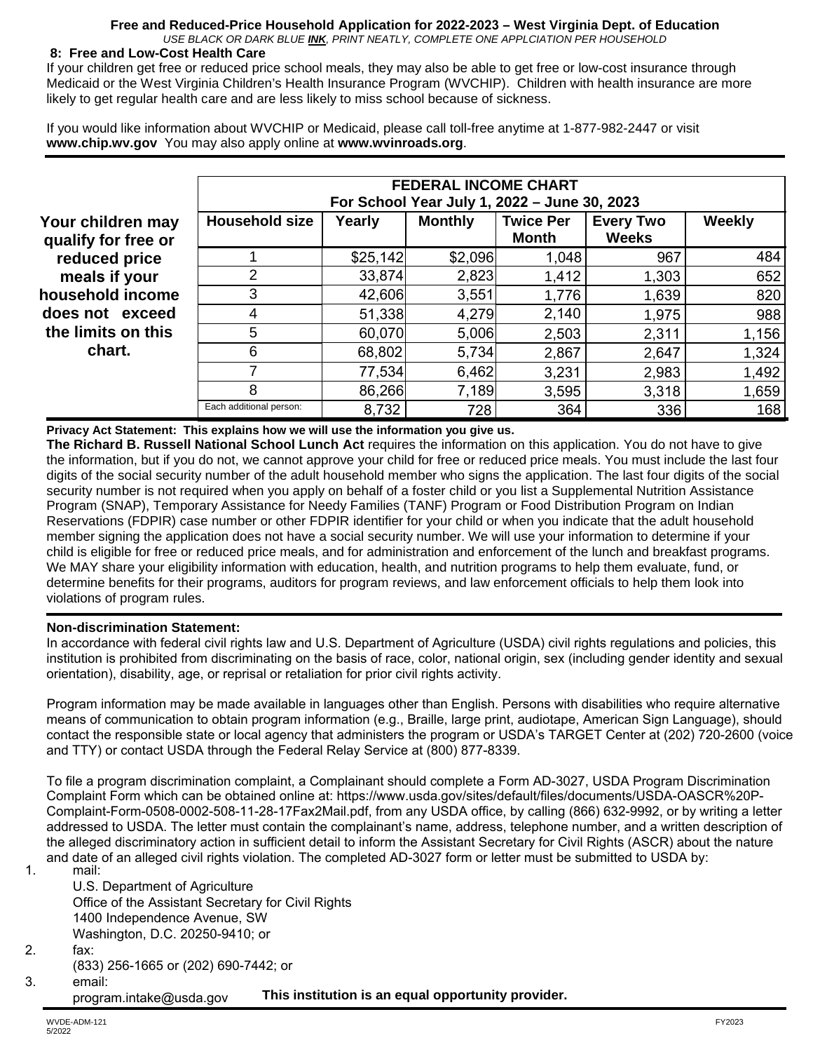**Free and Reduced-Price Household Application for 2022-2023 – West Virginia Dept. of Education**

*USE BLACK OR DARK BLUE **INK**, PRINT NEATLY, COMPLETE ONE APPLCIATION PER HOUSEHOLD*

### 8: Free and Low-Cost Health Care

If your children get free or reduced price school meals, they may also be able to get free or low-cost insurance through Medicaid or the West Virginia Children's Health Insurance Program (WVCHIP). Children with health insurance are more likely to get regular health care and are less likely to miss school because of sickness.

If you would like information about WVCHIP or Medicaid, please call toll-free anytime at 1-877-982-2447 or visit **www.chip.wv.gov** You may also apply online at **www.wvinroads.org**.

**Your children may qualify for free or reduced price meals if your household income does not exceed the limits on this chart.**

**FEDERAL INCOME CHART**
**For School Year July 1, 2022 – June 30, 2023**

| Household size | Yearly | Monthly | Twice Per Month | Every Two Weeks | Weekly |
|---|---|---|---|---|---|
| 1 | $25,142 | $2,096 | 1,048 | 967 | 484 |
| 2 | 33,874 | 2,823 | 1,412 | 1,303 | 652 |
| 3 | 42,606 | 3,551 | 1,776 | 1,639 | 820 |
| 4 | 51,338 | 4,279 | 2,140 | 1,975 | 988 |
| 5 | 60,070 | 5,006 | 2,503 | 2,311 | 1,156 |
| 6 | 68,802 | 5,734 | 2,867 | 2,647 | 1,324 |
| 7 | 77,534 | 6,462 | 3,231 | 2,983 | 1,492 |
| 8 | 86,266 | 7,189 | 3,595 | 3,318 | 1,659 |
| Each additional person: | 8,732 | 728 | 364 | 336 | 168 |

**Privacy Act Statement: This explains how we will use the information you give us.**

**The Richard B. Russell National School Lunch Act** requires the information on this application. You do not have to give the information, but if you do not, we cannot approve your child for free or reduced price meals. You must include the last four digits of the social security number of the adult household member who signs the application. The last four digits of the social security number is not required when you apply on behalf of a foster child or you list a Supplemental Nutrition Assistance Program (SNAP), Temporary Assistance for Needy Families (TANF) Program or Food Distribution Program on Indian Reservations (FDPIR) case number or other FDPIR identifier for your child or when you indicate that the adult household member signing the application does not have a social security number. We will use your information to determine if your child is eligible for free or reduced price meals, and for administration and enforcement of the lunch and breakfast programs. We MAY share your eligibility information with education, health, and nutrition programs to help them evaluate, fund, or determine benefits for their programs, auditors for program reviews, and law enforcement officials to help them look into violations of program rules.

**Non-discrimination Statement:**

In accordance with federal civil rights law and U.S. Department of Agriculture (USDA) civil rights regulations and policies, this institution is prohibited from discriminating on the basis of race, color, national origin, sex (including gender identity and sexual orientation), disability, age, or reprisal or retaliation for prior civil rights activity.

Program information may be made available in languages other than English. Persons with disabilities who require alternative means of communication to obtain program information (e.g., Braille, large print, audiotape, American Sign Language), should contact the responsible state or local agency that administers the program or USDA's TARGET Center at (202) 720-2600 (voice and TTY) or contact USDA through the Federal Relay Service at (800) 877-8339.

To file a program discrimination complaint, a Complainant should complete a Form AD-3027, USDA Program Discrimination Complaint Form which can be obtained online at: https://www.usda.gov/sites/default/files/documents/USDA-OASCR%20P-Complaint-Form-0508-0002-508-11-28-17Fax2Mail.pdf, from any USDA office, by calling (866) 632-9992, or by writing a letter addressed to USDA. The letter must contain the complainant's name, address, telephone number, and a written description of the alleged discriminatory action in sufficient detail to inform the Assistant Secretary for Civil Rights (ASCR) about the nature and date of an alleged civil rights violation. The completed AD-3027 form or letter must be submitted to USDA by:

1. mail:
   U.S. Department of Agriculture
   Office of the Assistant Secretary for Civil Rights
   1400 Independence Avenue, SW
   Washington, D.C. 20250-9410; or
2. fax:
   (833) 256-1665 or (202) 690-7442; or
3. email:
   program.intake@usda.gov

**This institution is an equal opportunity provider.**

WVDE-ADM-121
5/2022

FY2023